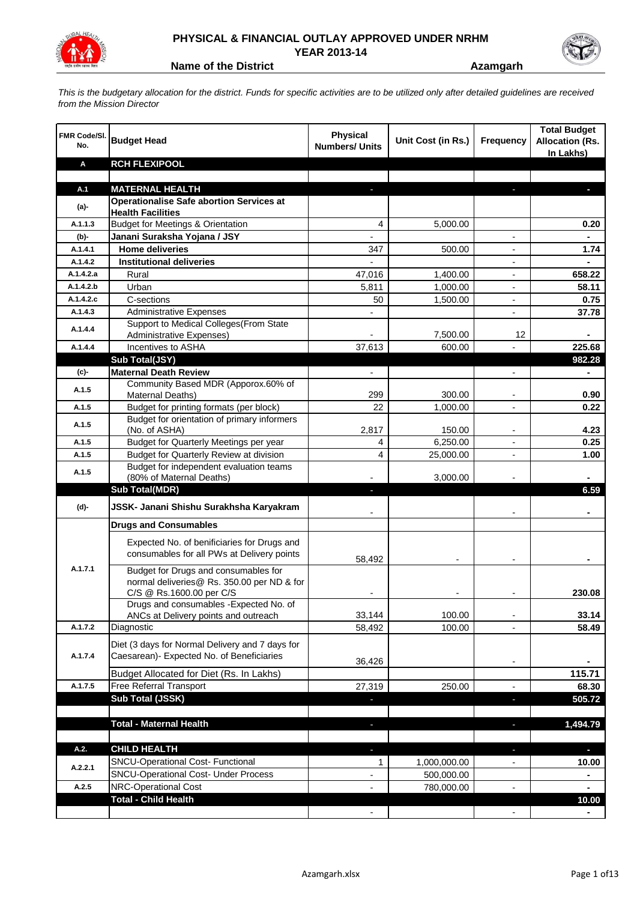# PHYSICAL & FINANCIAL OUTLAY APPROVED UNDER NRHM
## YEAR 2013-14

**Name of the District** **Azamgarh**

*This is the budgetary allocation for the district. Funds for specific activities are to be utilized only after detailed guidelines are received from the Mission Director*

| FMR Code/Sl. No. | Budget Head | Physical Numbers/ Units | Unit Cost (in Rs.) | Frequency | Total Budget Allocation (Rs. In Lakhs) |
|---|---|---|---|---|---|
| **A** | **RCH FLEXIPOOL** | | | | |
| | | | | | |
| **A.1** | **MATERNAL HEALTH** | - | | - | - |
| **(a)-** | **Operationalise Safe abortion Services at Health Facilities** | | | | |
| A.1.1.3 | Budget for Meetings & Orientation | 4 | 5,000.00 | | 0.20 |
| **(b)-** | **Janani Suraksha Yojana / JSY** | - | | - | - |
| A.1.4.1 | **Home deliveries** | 347 | 500.00 | - | 1.74 |
| A.1.4.2 | **Institutional deliveries** | - | | - | - |
| A.1.4.2.a | Rural | 47,016 | 1,400.00 | - | 658.22 |
| A.1.4.2.b | Urban | 5,811 | 1,000.00 | - | 58.11 |
| A.1.4.2.c | C-sections | 50 | 1,500.00 | - | 0.75 |
| A.1.4.3 | Administrative Expenses | - | | - | 37.78 |
| A.1.4.4 | Support to Medical Colleges(From State Administrative Expenses) | - | 7,500.00 | 12 | - |
| A.1.4.4 | Incentives to ASHA | 37,613 | 600.00 | - | 225.68 |
| | **Sub Total(JSY)** | | | | **982.28** |
| **(c)-** | **Maternal Death Review** | - | | - | - |
| A.1.5 | Community Based MDR (Apporox.60% of Maternal Deaths) | 299 | 300.00 | - | 0.90 |
| A.1.5 | Budget for printing formats (per block) | 22 | 1,000.00 | - | 0.22 |
| A.1.5 | Budget for orientation of primary informers (No. of ASHA) | 2,817 | 150.00 | - | 4.23 |
| A.1.5 | Budget for Quarterly Meetings per year | 4 | 6,250.00 | - | 0.25 |
| A.1.5 | Budget for Quarterly Review at division | 4 | 25,000.00 | - | 1.00 |
| A.1.5 | Budget for independent evaluation teams (80% of Maternal Deaths) | - | 3,000.00 | - | - |
| | **Sub Total(MDR)** | - | | | **6.59** |
| **(d)-** | **JSSK- Janani Shishu Surakhsha Karyakram** | - | | - | - |
| | **Drugs and Consumables** | | | | |
| A.1.7.1 | Expected No. of benificiaries for Drugs and consumables for all PWs at Delivery points | 58,492 | - | - | - |
| | Budget for Drugs and consumables for normal deliveries@ Rs. 350.00 per ND & for C/S @ Rs.1600.00 per C/S | - | - | - | 230.08 |
| | Drugs and consumables -Expected No. of ANCs at Delivery points and outreach | 33,144 | 100.00 | - | 33.14 |
| A.1.7.2 | Diagnostic | 58,492 | 100.00 | - | 58.49 |
| A.1.7.4 | Diet (3 days for Normal Delivery and 7 days for Caesarean)- Expected No. of Beneficiaries | 36,426 | | - | - |
| | Budget Allocated for Diet (Rs. In Lakhs) | | | | 115.71 |
| A.1.7.5 | Free Referral Transport | 27,319 | 250.00 | - | 68.30 |
| | **Sub Total (JSSK)** | - | | - | **505.72** |
| | | | | | |
| | **Total - Maternal Health** | - | | - | **1,494.79** |
| | | | | | |
| **A.2.** | **CHILD HEALTH** | - | | - | - |
| A.2.2.1 | SNCU-Operational Cost- Functional | 1 | 1,000,000.00 | - | 10.00 |
| | SNCU-Operational Cost- Under Process | - | 500,000.00 | | - |
| A.2.5 | NRC-Operational Cost | - | 780,000.00 | - | - |
| | **Total - Child Health** | | | | **10.00** |
| | | - | | - | - |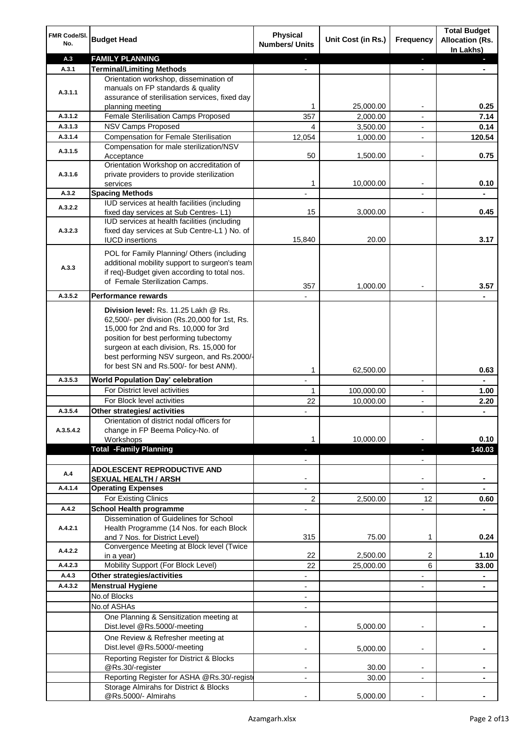| FMR Code/Sl. No. | Budget Head | Physical Numbers/ Units | Unit Cost (in Rs.) | Frequency | Total Budget Allocation (Rs. In Lakhs) |
|---|---|---|---|---|---|
| A.3 | **FAMILY PLANNING** | - | | - | - |
| A.3.1 | **Terminal/Limiting Methods** | - | | - | - |
| A.3.1.1 | Orientation workshop, dissemination of manuals on FP standards & quality assurance of sterilisation services, fixed day planning meeting | 1 | 25,000.00 | - | 0.25 |
| A.3.1.2 | Female Sterilisation Camps Proposed | 357 | 2,000.00 | - | 7.14 |
| A.3.1.3 | NSV Camps Proposed | 4 | 3,500.00 | - | 0.14 |
| A.3.1.4 | Compensation for Female Sterilisation | 12,054 | 1,000.00 | - | 120.54 |
| A.3.1.5 | Compensation for male sterilization/NSV Acceptance | 50 | 1,500.00 | - | 0.75 |
| A.3.1.6 | Orientation Workshop on accreditation of private providers to provide sterilization services | 1 | 10,000.00 | - | 0.10 |
| A.3.2 | **Spacing Methods** | - | | - | - |
| A.3.2.2 | IUD services at health facilities (including fixed day services at Sub Centres- L1) | 15 | 3,000.00 | - | 0.45 |
| A.3.2.3 | IUD services at health facilities (including fixed day services at Sub Centre-L1 ) No. of IUCD insertions | 15,840 | 20.00 | | 3.17 |
| A.3.3 | POL for Family Planning/ Others (including additional mobility support to surgeon's team if req)-Budget given according to total nos. of Female Sterilization Camps. | 357 | 1,000.00 | - | 3.57 |
| A.3.5.2 | **Performance rewards** | - | | | - |
| | **Division level:** Rs. 11.25 Lakh @ Rs. 62,500/- per division (Rs.20,000 for 1st, Rs. 15,000 for 2nd and Rs. 10,000 for 3rd position for best performing tubectomy surgeon at each division, Rs. 15,000 for best performing NSV surgeon, and Rs.2000/- for best SN and Rs.500/- for best ANM). | 1 | 62,500.00 | | 0.63 |
| A.3.5.3 | **World Population Day' celebration** | - | | - | - |
| | For District level activities | 1 | 100,000.00 | - | 1.00 |
| | For Block level activities | 22 | 10,000.00 | - | 2.20 |
| A.3.5.4 | **Other strategies/ activities** | - | | - | - |
| A.3.5.4.2 | Orientation of district nodal officers for change in FP Beema Policy-No. of Workshops | 1 | 10,000.00 | - | 0.10 |
| | **Total -Family Planning** | - | | - | **140.03** |
| | | - | | - | |
| A.4 | **ADOLESCENT REPRODUCTIVE AND SEXUAL HEALTH / ARSH** | - | | - | - |
| A.4.1.4 | **Operating Expenses** | - | | - | - |
| | For Existing Clinics | 2 | 2,500.00 | 12 | 0.60 |
| A.4.2 | **School Health programme** | - | | - | - |
| A.4.2.1 | Dissemination of Guidelines for School Health Programme (14 Nos. for each Block and 7 Nos. for District Level) | 315 | 75.00 | 1 | 0.24 |
| A.4.2.2 | Convergence Meeting at Block level (Twice in a year) | 22 | 2,500.00 | 2 | 1.10 |
| A.4.2.3 | Mobility Support (For Block Level) | 22 | 25,000.00 | 6 | 33.00 |
| A.4.3 | **Other strategies/activities** | - | | - | - |
| A.4.3.2 | **Menstrual Hygiene** | - | | - | - |
| | No.of Blocks | - | | | |
| | No.of ASHAs | - | | | |
| | One Planning & Sensitization meeting at Dist.level @Rs.5000/-meeting | - | 5,000.00 | - | - |
| | One Review & Refresher meeting at Dist.level @Rs.5000/-meeting | - | 5,000.00 | - | - |
| | Reporting Register for District & Blocks @Rs.30/-register | - | 30.00 | - | - |
| | Reporting Register for ASHA @Rs.30/-register | - | 30.00 | - | - |
| | Storage Almirahs for District & Blocks @Rs.5000/- Almirahs | - | 5,000.00 | - | - |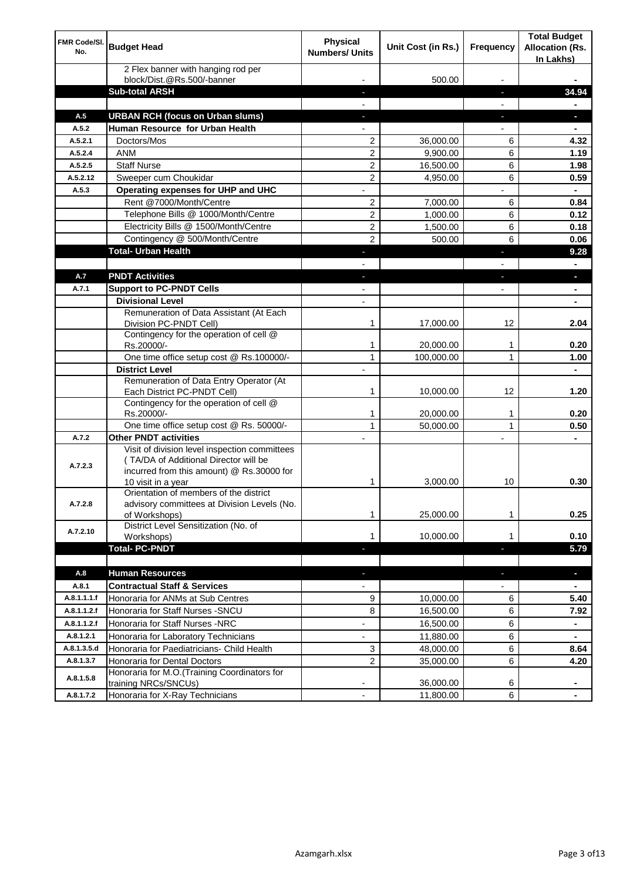| FMR Code/Sl. No. | Budget Head | Physical Numbers/ Units | Unit Cost (in Rs.) | Frequency | Total Budget Allocation (Rs. In Lakhs) |
|---|---|---|---|---|---|
| | 2 Flex banner with hanging rod per block/Dist.@Rs.500/-banner | - | 500.00 | - | - |
| | **Sub-total ARSH** | - | | - | **34.94** |
| | | - | | - | - |
| A.5 | **URBAN RCH (focus on Urban slums)** | - | | - | - |
| A.5.2 | **Human Resource for Urban Health** | - | | - | - |
| A.5.2.1 | Doctors/Mos | 2 | 36,000.00 | 6 | **4.32** |
| A.5.2.4 | ANM | 2 | 9,900.00 | 6 | **1.19** |
| A.5.2.5 | Staff Nurse | 2 | 16,500.00 | 6 | **1.98** |
| A.5.2.12 | Sweeper cum Choukidar | 2 | 4,950.00 | 6 | **0.59** |
| A.5.3 | **Operating expenses for UHP and UHC** | - | | - | - |
| | Rent @7000/Month/Centre | 2 | 7,000.00 | 6 | **0.84** |
| | Telephone Bills @ 1000/Month/Centre | 2 | 1,000.00 | 6 | **0.12** |
| | Electricity Bills @ 1500/Month/Centre | 2 | 1,500.00 | 6 | **0.18** |
| | Contingency @ 500/Month/Centre | 2 | 500.00 | 6 | **0.06** |
| | **Total- Urban Health** | - | | - | **9.28** |
| | | - | | - | - |
| A.7 | **PNDT Activities** | - | | - | - |
| A.7.1 | **Support to PC-PNDT Cells** | - | | - | - |
| | **Divisional Level** | - | | | - |
| | Remuneration of Data Assistant (At Each Division PC-PNDT Cell) | 1 | 17,000.00 | 12 | **2.04** |
| | Contingency for the operation of cell @ Rs.20000/- | 1 | 20,000.00 | 1 | **0.20** |
| | One time office setup cost @ Rs.100000/- | 1 | 100,000.00 | 1 | **1.00** |
| | **District Level** | - | | | - |
| | Remuneration of Data Entry Operator (At Each District PC-PNDT Cell) | 1 | 10,000.00 | 12 | **1.20** |
| | Contingency for the operation of cell @ Rs.20000/- | 1 | 20,000.00 | 1 | **0.20** |
| | One time office setup cost @ Rs. 50000/- | 1 | 50,000.00 | 1 | **0.50** |
| A.7.2 | **Other PNDT activities** | - | | - | - |
| A.7.2.3 | Visit of division level inspection committees ( TA/DA of Additional Director will be incurred from this amount) @ Rs.30000 for 10 visit in a year | 1 | 3,000.00 | 10 | **0.30** |
| A.7.2.8 | Orientation of members of the district advisory committees at Division Levels (No. of Workshops) | 1 | 25,000.00 | 1 | **0.25** |
| A.7.2.10 | District Level Sensitization (No. of Workshops) | 1 | 10,000.00 | 1 | **0.10** |
| | **Total- PC-PNDT** | - | | - | **5.79** |
| | | | | | |
| A.8 | **Human Resources** | - | | - | - |
| A.8.1 | **Contractual Staff & Services** | - | | - | - |
| A.8.1.1.1.f | Honoraria for ANMs at Sub Centres | 9 | 10,000.00 | 6 | **5.40** |
| A.8.1.1.2.f | Honoraria for Staff Nurses -SNCU | 8 | 16,500.00 | 6 | **7.92** |
| A.8.1.1.2.f | Honoraria for Staff Nurses -NRC | - | 16,500.00 | 6 | - |
| A.8.1.2.1 | Honoraria for Laboratory Technicians | - | 11,880.00 | 6 | - |
| A.8.1.3.5.d | Honoraria for Paediatricians- Child Health | 3 | 48,000.00 | 6 | **8.64** |
| A.8.1.3.7 | Honoraria for Dental Doctors | 2 | 35,000.00 | 6 | **4.20** |
| A.8.1.5.8 | Honoraria for M.O.(Training Coordinators for training NRCs/SNCUs) | - | 36,000.00 | 6 | - |
| A.8.1.7.2 | Honoraria for X-Ray Technicians | - | 11,800.00 | 6 | - |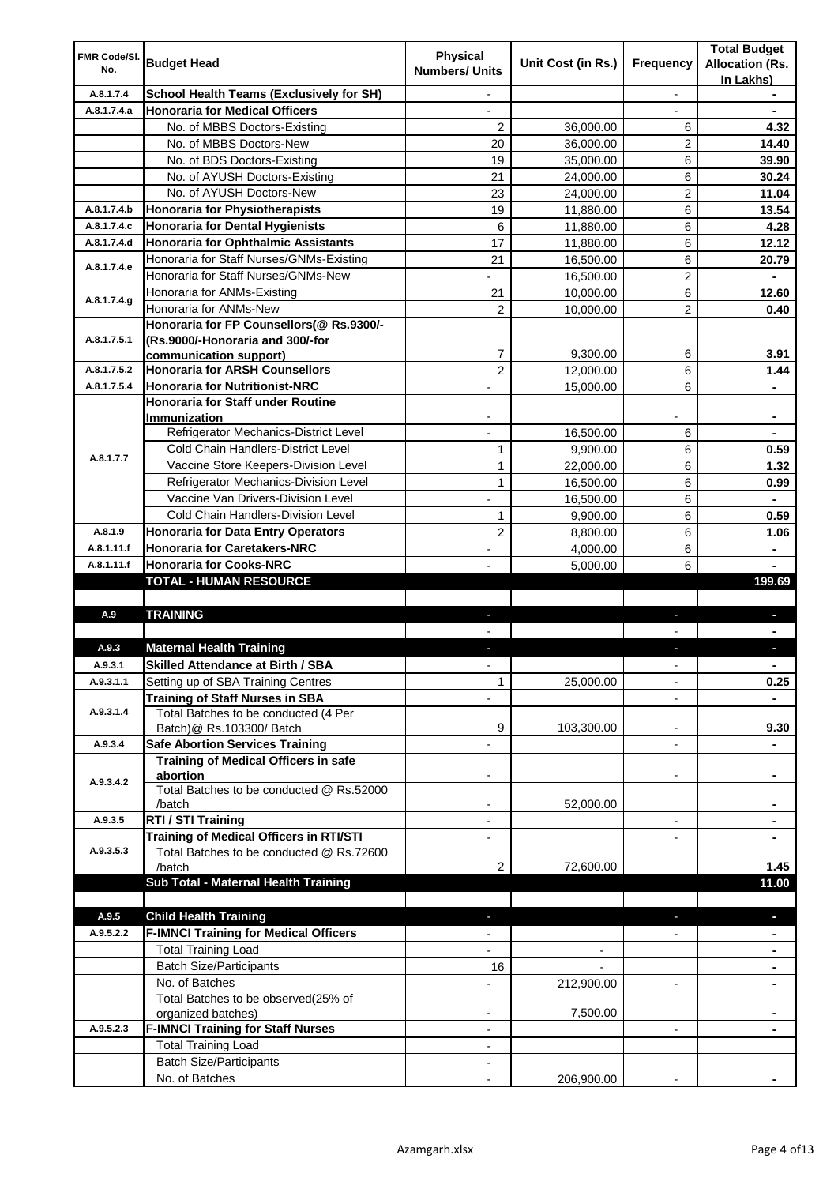| FMR Code/Sl. No. | Budget Head | Physical Numbers/ Units | Unit Cost (in Rs.) | Frequency | Total Budget Allocation (Rs. In Lakhs) |
|---|---|---|---|---|---|
| A.8.1.7.4 | **School Health Teams (Exclusively for SH)** | - | | - | - |
| A.8.1.7.4.a | **Honoraria for Medical Officers** | - | | - | - |
| | No. of MBBS Doctors-Existing | 2 | 36,000.00 | 6 | **4.32** |
| | No. of MBBS Doctors-New | 20 | 36,000.00 | 2 | **14.40** |
| | No. of BDS Doctors-Existing | 19 | 35,000.00 | 6 | **39.90** |
| | No. of AYUSH Doctors-Existing | 21 | 24,000.00 | 6 | **30.24** |
| | No. of AYUSH Doctors-New | 23 | 24,000.00 | 2 | **11.04** |
| A.8.1.7.4.b | **Honoraria for Physiotherapists** | 19 | 11,880.00 | 6 | **13.54** |
| A.8.1.7.4.c | **Honoraria for Dental Hygienists** | 6 | 11,880.00 | 6 | **4.28** |
| A.8.1.7.4.d | **Honoraria for Ophthalmic Assistants** | 17 | 11,880.00 | 6 | **12.12** |
| A.8.1.7.4.e | Honoraria for Staff Nurses/GNMs-Existing | 21 | 16,500.00 | 6 | **20.79** |
| | Honoraria for Staff Nurses/GNMs-New | - | 16,500.00 | 2 | - |
| A.8.1.7.4.g | Honoraria for ANMs-Existing | 21 | 10,000.00 | 6 | **12.60** |
| | Honoraria for ANMs-New | 2 | 10,000.00 | 2 | **0.40** |
| A.8.1.7.5.1 | **Honoraria for FP Counsellors(@ Rs.9300/- (Rs.9000/-Honoraria and 300/-for communication support)** | 7 | 9,300.00 | 6 | **3.91** |
| A.8.1.7.5.2 | **Honoraria for ARSH Counsellors** | 2 | 12,000.00 | 6 | **1.44** |
| A.8.1.7.5.4 | **Honoraria for Nutritionist-NRC** | - | 15,000.00 | 6 | - |
| A.8.1.7.7 | **Honoraria for Staff under Routine Immunization** | - | | - | - |
| | Refrigerator Mechanics-District Level | - | 16,500.00 | 6 | - |
| | Cold Chain Handlers-District Level | 1 | 9,900.00 | 6 | **0.59** |
| | Vaccine Store Keepers-Division Level | 1 | 22,000.00 | 6 | **1.32** |
| | Refrigerator Mechanics-Division Level | 1 | 16,500.00 | 6 | **0.99** |
| | Vaccine Van Drivers-Division Level | - | 16,500.00 | 6 | - |
| | Cold Chain Handlers-Division Level | 1 | 9,900.00 | 6 | **0.59** |
| A.8.1.9 | **Honoraria for Data Entry Operators** | 2 | 8,800.00 | 6 | **1.06** |
| A.8.1.11.f | **Honoraria for Caretakers-NRC** | - | 4,000.00 | 6 | - |
| A.8.1.11.f | **Honoraria for Cooks-NRC** | - | 5,000.00 | 6 | - |
| | **TOTAL - HUMAN RESOURCE** | | | | **199.69** |
| | | | | | |
| A.9 | **TRAINING** | - | | - | - |
| | | - | | - | - |
| A.9.3 | **Maternal Health Training** | - | | - | - |
| A.9.3.1 | **Skilled Attendance at Birth / SBA** | - | | - | - |
| A.9.3.1.1 | Setting up of SBA Training Centres | 1 | 25,000.00 | - | **0.25** |
| A.9.3.1.4 | **Training of Staff Nurses in SBA** | - | | - | - |
| | Total Batches to be conducted (4 Per Batch)@ Rs.103300/ Batch | 9 | 103,300.00 | - | **9.30** |
| A.9.3.4 | **Safe Abortion Services Training** | - | | - | - |
| A.9.3.4.2 | **Training of Medical Officers in safe abortion** | - | | - | - |
| | Total Batches to be conducted @ Rs.52000 /batch | - | 52,000.00 | | - |
| A.9.3.5 | **RTI / STI Training** | - | | - | - |
| A.9.3.5.3 | **Training of Medical Officers in RTI/STI** | - | | - | - |
| | Total Batches to be conducted @ Rs.72600 /batch | 2 | 72,600.00 | | **1.45** |
| | **Sub Total - Maternal Health Training** | | | | **11.00** |
| | | | | | |
| A.9.5 | **Child Health Training** | - | | - | - |
| A.9.5.2.2 | **F-IMNCI Training for Medical Officers** | - | | - | - |
| | Total Training Load | - | - | | - |
| | Batch Size/Participants | 16 | - | | - |
| | No. of Batches | - | 212,900.00 | - | - |
| | Total Batches to be observed(25% of organized batches) | - | 7,500.00 | | - |
| A.9.5.2.3 | **F-IMNCI Training for Staff Nurses** | - | | - | - |
| | Total Training Load | - | | | |
| | Batch Size/Participants | - | | | |
| | No. of Batches | - | 206,900.00 | - | - |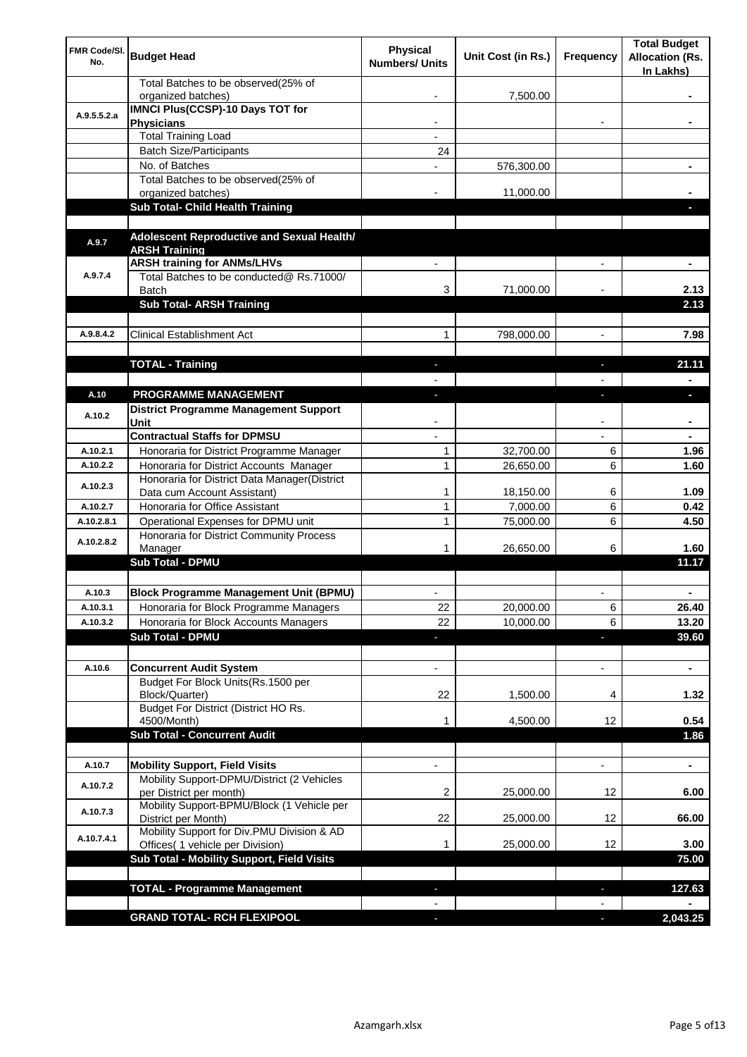| FMR Code/Sl. No. | Budget Head | Physical Numbers/ Units | Unit Cost (in Rs.) | Frequency | Total Budget Allocation (Rs. In Lakhs) |
|---|---|---|---|---|---|
| | Total Batches to be observed(25% of organized batches) | - | 7,500.00 | | - |
| A.9.5.5.2.a | **IMNCI Plus(CCSP)-10 Days TOT for Physicians** | - | | - | - |
| | Total Training Load | - | | | |
| | Batch Size/Participants | 24 | | | |
| | No. of Batches | - | 576,300.00 | | - |
| | Total Batches to be observed(25% of organized batches) | - | 11,000.00 | | - |
| | **Sub Total- Child Health Training** | | | | - |
| | | | | | |
| A.9.7 | **Adolescent Reproductive and Sexual Health/ ARSH Training** | | | | |
| A.9.7.4 | **ARSH training for ANMs/LHVs** | - | | - | - |
| | Total Batches to be conducted@ Rs.71000/ Batch | 3 | 71,000.00 | - | 2.13 |
| | **Sub Total- ARSH Training** | | | | **2.13** |
| | | | | | |
| A.9.8.4.2 | Clinical Establishment Act | 1 | 798,000.00 | - | 7.98 |
| | | | | | |
| | **TOTAL - Training** | - | | - | **21.11** |
| | | - | | - | - |
| A.10 | **PROGRAMME MANAGEMENT** | - | | - | - |
| A.10.2 | **District Programme Management Support Unit** | - | | - | - |
| | **Contractual Staffs for DPMSU** | - | | - | - |
| A.10.2.1 | Honoraria for District Programme Manager | 1 | 32,700.00 | 6 | 1.96 |
| A.10.2.2 | Honoraria for District Accounts Manager | 1 | 26,650.00 | 6 | 1.60 |
| A.10.2.3 | Honoraria for District Data Manager(District Data cum Account Assistant) | 1 | 18,150.00 | 6 | 1.09 |
| A.10.2.7 | Honoraria for Office Assistant | 1 | 7,000.00 | 6 | 0.42 |
| A.10.2.8.1 | Operational Expenses for DPMU unit | 1 | 75,000.00 | 6 | 4.50 |
| A.10.2.8.2 | Honoraria for District Community Process Manager | 1 | 26,650.00 | 6 | 1.60 |
| | **Sub Total - DPMU** | | | | **11.17** |
| | | | | | |
| A.10.3 | **Block Programme Management Unit (BPMU)** | - | | - | - |
| A.10.3.1 | Honoraria for Block Programme Managers | 22 | 20,000.00 | 6 | 26.40 |
| A.10.3.2 | Honoraria for Block Accounts Managers | 22 | 10,000.00 | 6 | 13.20 |
| | **Sub Total - DPMU** | - | | - | **39.60** |
| | | | | | |
| A.10.6 | **Concurrent Audit System** | - | | - | - |
| | Budget For Block Units(Rs.1500 per Block/Quarter) | 22 | 1,500.00 | 4 | 1.32 |
| | Budget For District (District HO Rs. 4500/Month) | 1 | 4,500.00 | 12 | 0.54 |
| | **Sub Total - Concurrent Audit** | | | | **1.86** |
| | | | | | |
| A.10.7 | **Mobility Support, Field Visits** | - | | - | - |
| A.10.7.2 | Mobility Support-DPMU/District (2 Vehicles per District per month) | 2 | 25,000.00 | 12 | 6.00 |
| A.10.7.3 | Mobility Support-BPMU/Block (1 Vehicle per District per Month) | 22 | 25,000.00 | 12 | 66.00 |
| A.10.7.4.1 | Mobility Support for Div.PMU Division & AD Offices( 1 vehicle per Division) | 1 | 25,000.00 | 12 | 3.00 |
| | **Sub Total - Mobility Support, Field Visits** | | | | **75.00** |
| | | | | | |
| | **TOTAL - Programme Management** | - | | - | **127.63** |
| | | - | | - | - |
| | **GRAND TOTAL- RCH FLEXIPOOL** | - | | - | **2,043.25** |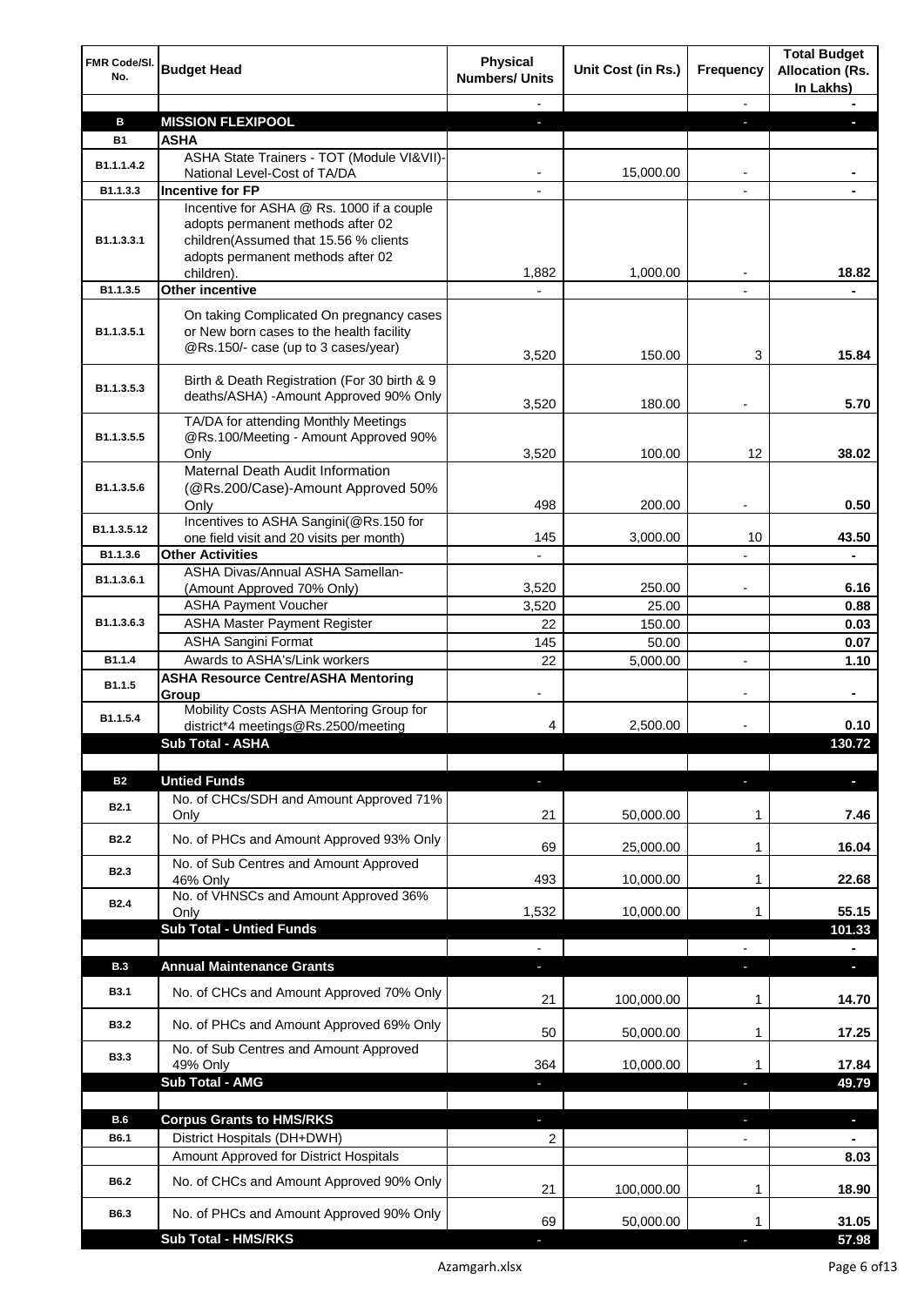| FMR Code/Sl. No. | Budget Head | Physical Numbers/ Units | Unit Cost (in Rs.) | Frequency | Total Budget Allocation (Rs. In Lakhs) |
|---|---|---|---|---|---|
| | | - | | - | - |
| **B** | **MISSION FLEXIPOOL** | - | | - | - |
| **B1** | **ASHA** | | | | |
| B1.1.1.4.2 | ASHA State Trainers - TOT (Module VI&VII)-National Level-Cost of TA/DA | - | 15,000.00 | - | - |
| B1.1.3.3 | **Incentive for FP** | - | | - | - |
| B1.1.3.3.1 | Incentive for ASHA @ Rs. 1000 if a couple adopts permanent methods after 02 children(Assumed that 15.56 % clients adopts permanent methods after 02 children). | 1,882 | 1,000.00 | - | 18.82 |
| B1.1.3.5 | **Other incentive** | - | | - | - |
| B1.1.3.5.1 | On taking Complicated On pregnancy cases or New born cases to the health facility @Rs.150/- case (up to 3 cases/year) | 3,520 | 150.00 | 3 | 15.84 |
| B1.1.3.5.3 | Birth & Death Registration (For 30 birth & 9 deaths/ASHA) -Amount Approved 90% Only | 3,520 | 180.00 | - | 5.70 |
| B1.1.3.5.5 | TA/DA for attending Monthly Meetings @Rs.100/Meeting - Amount Approved 90% Only | 3,520 | 100.00 | 12 | 38.02 |
| B1.1.3.5.6 | Maternal Death Audit Information (@Rs.200/Case)-Amount Approved 50% Only | 498 | 200.00 | - | 0.50 |
| B1.1.3.5.12 | Incentives to ASHA Sangini(@Rs.150 for one field visit and 20 visits per month) | 145 | 3,000.00 | 10 | 43.50 |
| B1.1.3.6 | **Other Activities** | - | | - | - |
| B1.1.3.6.1 | ASHA Divas/Annual ASHA Samellan-(Amount Approved 70% Only) | 3,520 | 250.00 | - | 6.16 |
| B1.1.3.6.3 | ASHA Payment Voucher | 3,520 | 25.00 | | 0.88 |
| | ASHA Master Payment Register | 22 | 150.00 | | 0.03 |
| | ASHA Sangini Format | 145 | 50.00 | | 0.07 |
| B1.1.4 | Awards to ASHA's/Link workers | 22 | 5,000.00 | - | 1.10 |
| B1.1.5 | **ASHA Resource Centre/ASHA Mentoring Group** | - | | - | - |
| B1.1.5.4 | Mobility Costs ASHA Mentoring Group for district*4 meetings@Rs.2500/meeting | 4 | 2,500.00 | - | 0.10 |
| | **Sub Total - ASHA** | | | | **130.72** |
| | | | | | |
| **B2** | **Untied Funds** | - | | - | - |
| B2.1 | No. of CHCs/SDH and Amount Approved 71% Only | 21 | 50,000.00 | 1 | 7.46 |
| B2.2 | No. of PHCs and Amount Approved 93% Only | 69 | 25,000.00 | 1 | 16.04 |
| B2.3 | No. of Sub Centres and Amount Approved 46% Only | 493 | 10,000.00 | 1 | 22.68 |
| B2.4 | No. of VHNSCs and Amount Approved 36% Only | 1,532 | 10,000.00 | 1 | 55.15 |
| | **Sub Total - Untied Funds** | | | | **101.33** |
| | | - | | - | - |
| **B.3** | **Annual Maintenance Grants** | - | | - | - |
| B3.1 | No. of CHCs and Amount Approved 70% Only | 21 | 100,000.00 | 1 | 14.70 |
| B3.2 | No. of PHCs and Amount Approved 69% Only | 50 | 50,000.00 | 1 | 17.25 |
| B3.3 | No. of Sub Centres and Amount Approved 49% Only | 364 | 10,000.00 | 1 | 17.84 |
| | **Sub Total - AMG** | - | | - | **49.79** |
| | | | | | |
| **B.6** | **Corpus Grants to HMS/RKS** | - | | - | - |
| B6.1 | District Hospitals (DH+DWH) | 2 | | - | - |
| | Amount Approved for District Hospitals | | | | 8.03 |
| B6.2 | No. of CHCs and Amount Approved 90% Only | 21 | 100,000.00 | 1 | 18.90 |
| B6.3 | No. of PHCs and Amount Approved 90% Only | 69 | 50,000.00 | 1 | 31.05 |
| | **Sub Total - HMS/RKS** | - | | - | **57.98** |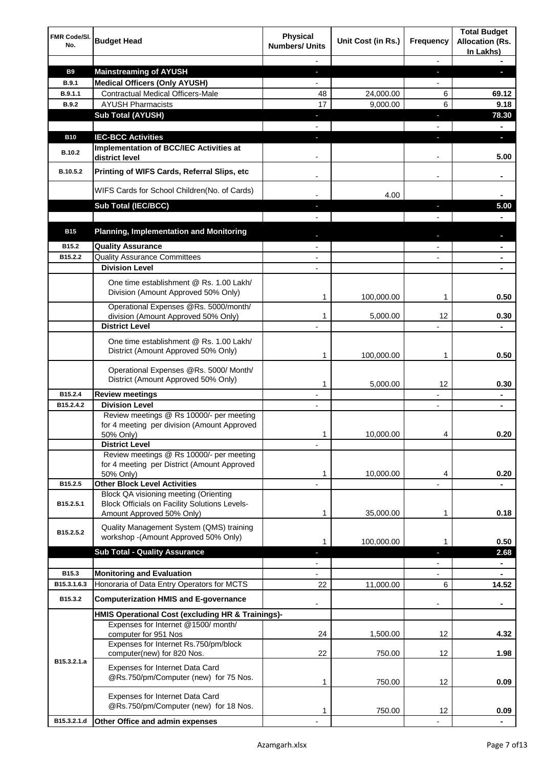| FMR Code/Sl. No. | Budget Head | Physical Numbers/ Units | Unit Cost (in Rs.) | Frequency | Total Budget Allocation (Rs. In Lakhs) |
|---|---|---|---|---|---|
| | | - | | - | - |
| **B9** | **Mainstreaming of AYUSH** | - | | - | - |
| **B.9.1** | **Medical Officers (Only AYUSH)** | - | | - | |
| **B.9.1.1** | Contractual Medical Officers-Male | 48 | 24,000.00 | 6 | **69.12** |
| **B.9.2** | AYUSH Pharmacists | 17 | 9,000.00 | 6 | **9.18** |
| | **Sub Total (AYUSH)** | - | | - | **78.30** |
| | | - | | - | - |
| **B10** | **IEC-BCC Activities** | - | | - | - |
| **B.10.2** | **Implementation of BCC/IEC Activities at district level** | - | | - | **5.00** |
| **B.10.5.2** | **Printing of WIFS Cards, Referral Slips, etc** | - | | - | - |
| | WIFS Cards for School Children(No. of Cards) | - | 4.00 | | - |
| | **Sub Total (IEC/BCC)** | - | | - | **5.00** |
| | | - | | - | - |
| **B15** | **Planning, Implementation and Monitoring** | - | | - | - |
| **B15.2** | **Quality Assurance** | - | | - | - |
| **B15.2.2** | Quality Assurance Committees | - | | - | - |
| | **Division Level** | - | | | - |
| | One time establishment @ Rs. 1.00 Lakh/ Division (Amount Approved 50% Only) | 1 | 100,000.00 | 1 | **0.50** |
| | Operational Expenses @Rs. 5000/month/ division (Amount Approved 50% Only) | 1 | 5,000.00 | 12 | **0.30** |
| | **District Level** | - | | - | - |
| | One time establishment @ Rs. 1.00 Lakh/ District (Amount Approved 50% Only) | 1 | 100,000.00 | 1 | **0.50** |
| | Operational Expenses @Rs. 5000/ Month/ District (Amount Approved 50% Only) | 1 | 5,000.00 | 12 | **0.30** |
| **B15.2.4** | **Review meetings** | - | | - | - |
| **B15.2.4.2** | **Division Level** | - | | - | - |
| | Review meetings @ Rs 10000/- per meeting for 4 meeting per division (Amount Approved 50% Only) | 1 | 10,000.00 | 4 | **0.20** |
| | **District Level** | - | | | |
| | Review meetings @ Rs 10000/- per meeting for 4 meeting per District (Amount Approved 50% Only) | 1 | 10,000.00 | 4 | **0.20** |
| **B15.2.5** | **Other Block Level Activities** | - | | - | - |
| **B15.2.5.1** | Block QA visioning meeting (Orienting Block Officials on Facility Solutions Levels-Amount Approved 50% Only) | 1 | 35,000.00 | 1 | **0.18** |
| **B15.2.5.2** | Quality Management System (QMS) training workshop -(Amount Approved 50% Only) | 1 | 100,000.00 | 1 | **0.50** |
| | **Sub Total - Quality Assurance** | - | | - | **2.68** |
| | | - | | - | - |
| **B15.3** | **Monitoring and Evaluation** | - | | - | - |
| **B15.3.1.6.3** | Honoraria of Data Entry Operators for MCTS | 22 | 11,000.00 | 6 | **14.52** |
| **B15.3.2** | **Computerization HMIS and E-governance** | - | | - | - |
| | **HMIS Operational Cost (excluding HR & Trainings)-** | | | | |
| **B15.3.2.1.a** | Expenses for Internet @1500/ month/ computer for 951 Nos | 24 | 1,500.00 | 12 | **4.32** |
| | Expenses for Internet Rs.750/pm/block computer(new) for 820 Nos. | 22 | 750.00 | 12 | **1.98** |
| | Expenses for Internet Data Card @Rs.750/pm/Computer (new) for 75 Nos. | 1 | 750.00 | 12 | **0.09** |
| | Expenses for Internet Data Card @Rs.750/pm/Computer (new) for 18 Nos. | 1 | 750.00 | 12 | **0.09** |
| **B15.3.2.1.d** | **Other Office and admin expenses** | - | | - | - |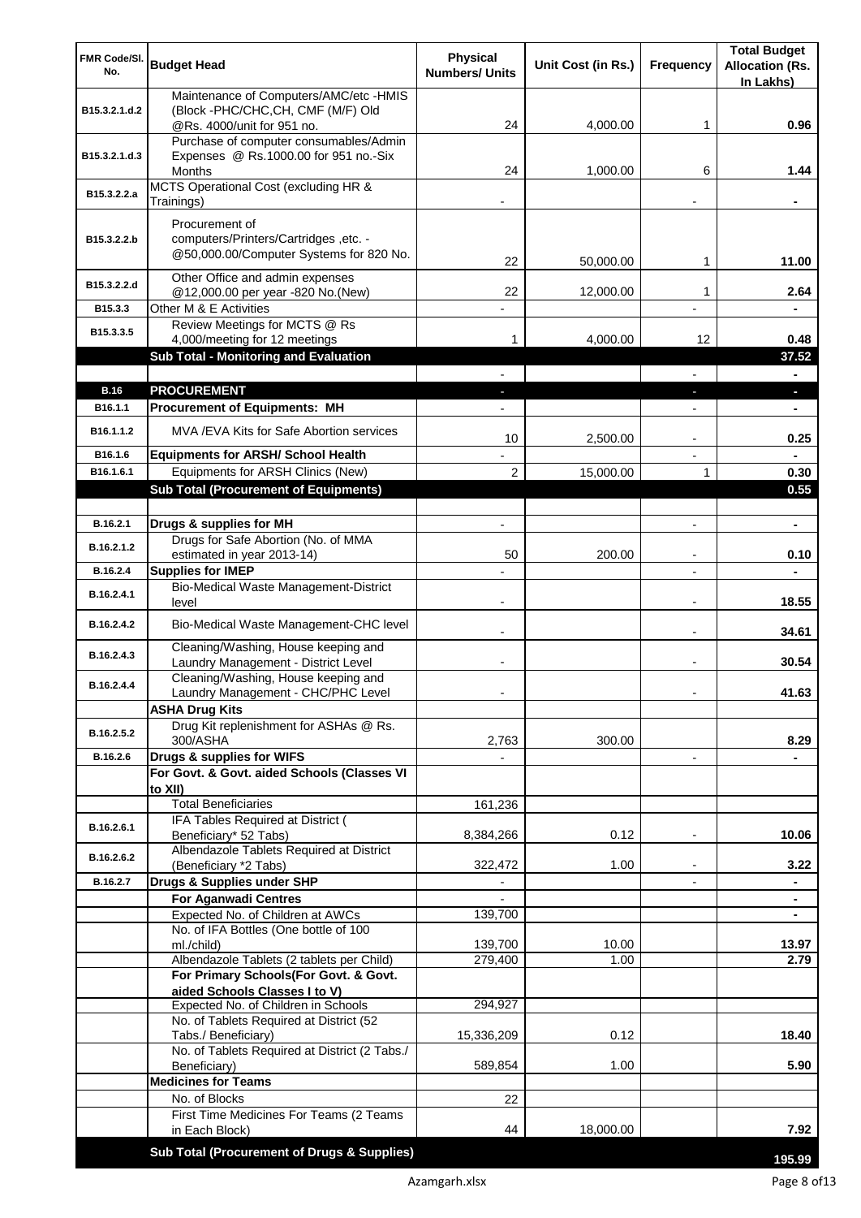| FMR Code/Sl. No. | Budget Head | Physical Numbers/ Units | Unit Cost (in Rs.) | Frequency | Total Budget Allocation (Rs. In Lakhs) |
|---|---|---|---|---|---|
| B15.3.2.1.d.2 | Maintenance of Computers/AMC/etc -HMIS (Block -PHC/CHC,CH, CMF (M/F) Old @Rs. 4000/unit for 951 no. | 24 | 4,000.00 | 1 | 0.96 |
| B15.3.2.1.d.3 | Purchase of computer consumables/Admin Expenses @ Rs.1000.00 for 951 no.-Six Months | 24 | 1,000.00 | 6 | 1.44 |
| B15.3.2.2.a | MCTS Operational Cost (excluding HR & Trainings) | - | | - | - |
| B15.3.2.2.b | Procurement of computers/Printers/Cartridges ,etc. - @50,000.00/Computer Systems for 820 No. | 22 | 50,000.00 | 1 | 11.00 |
| B15.3.2.2.d | Other Office and admin expenses @12,000.00 per year -820 No.(New) | 22 | 12,000.00 | 1 | 2.64 |
| B15.3.3 | Other M & E Activities | - | | - | - |
| B15.3.3.5 | Review Meetings for MCTS @ Rs 4,000/meeting for 12 meetings | 1 | 4,000.00 | 12 | 0.48 |
| | **Sub Total - Monitoring and Evaluation** | | | | **37.52** |
| | | - | | - | - |
| **B.16** | **PROCUREMENT** | - | | - | - |
| B16.1.1 | **Procurement of Equipments: MH** | - | | - | - |
| B16.1.1.2 | MVA /EVA Kits for Safe Abortion services | 10 | 2,500.00 | - | 0.25 |
| B16.1.6 | **Equipments for ARSH/ School Health** | - | | - | - |
| B16.1.6.1 | Equipments for ARSH Clinics (New) | 2 | 15,000.00 | 1 | 0.30 |
| | **Sub Total (Procurement of Equipments)** | | | | **0.55** |
| | | | | | |
| B.16.2.1 | **Drugs & supplies for MH** | - | | - | - |
| B.16.2.1.2 | Drugs for Safe Abortion (No. of MMA estimated in year 2013-14) | 50 | 200.00 | - | 0.10 |
| B.16.2.4 | **Supplies for IMEP** | - | | - | - |
| B.16.2.4.1 | Bio-Medical Waste Management-District level | - | | - | 18.55 |
| B.16.2.4.2 | Bio-Medical Waste Management-CHC level | - | | - | 34.61 |
| B.16.2.4.3 | Cleaning/Washing, House keeping and Laundry Management - District Level | - | | - | 30.54 |
| B.16.2.4.4 | Cleaning/Washing, House keeping and Laundry Management - CHC/PHC Level | - | | - | 41.63 |
| | **ASHA Drug Kits** | | | | |
| B.16.2.5.2 | Drug Kit replenishment for ASHAs @ Rs. 300/ASHA | 2,763 | 300.00 | | 8.29 |
| B.16.2.6 | **Drugs & supplies for WIFS** | - | | - | - |
| | **For Govt. & Govt. aided Schools (Classes VI to XII)** | | | | |
| | Total Beneficiaries | 161,236 | | | |
| B.16.2.6.1 | IFA Tables Required at District ( Beneficiary* 52 Tabs) | 8,384,266 | 0.12 | - | 10.06 |
| B.16.2.6.2 | Albendazole Tablets Required at District (Beneficiary *2 Tabs) | 322,472 | 1.00 | - | 3.22 |
| B.16.2.7 | **Drugs & Supplies under SHP** | - | | - | - |
| | **For Aganwadi Centres** | - | | | - |
| | Expected No. of Children at AWCs | 139,700 | | | - |
| | No. of IFA Bottles (One bottle of 100 ml./child) | 139,700 | 10.00 | | 13.97 |
| | Albendazole Tablets (2 tablets per Child) | 279,400 | 1.00 | | 2.79 |
| | **For Primary Schools(For Govt. & Govt. aided Schools Classes I to V)** | | | | |
| | Expected No. of Children in Schools | 294,927 | | | |
| | No. of Tablets Required at District (52 Tabs./ Beneficiary) | 15,336,209 | 0.12 | | 18.40 |
| | No. of Tablets Required at District (2 Tabs./ Beneficiary) | 589,854 | 1.00 | | 5.90 |
| | **Medicines for Teams** | | | | |
| | No. of Blocks | 22 | | | |
| | First Time Medicines For Teams (2 Teams in Each Block) | 44 | 18,000.00 | | 7.92 |
| | **Sub Total (Procurement of Drugs & Supplies)** | | | | **195.99** |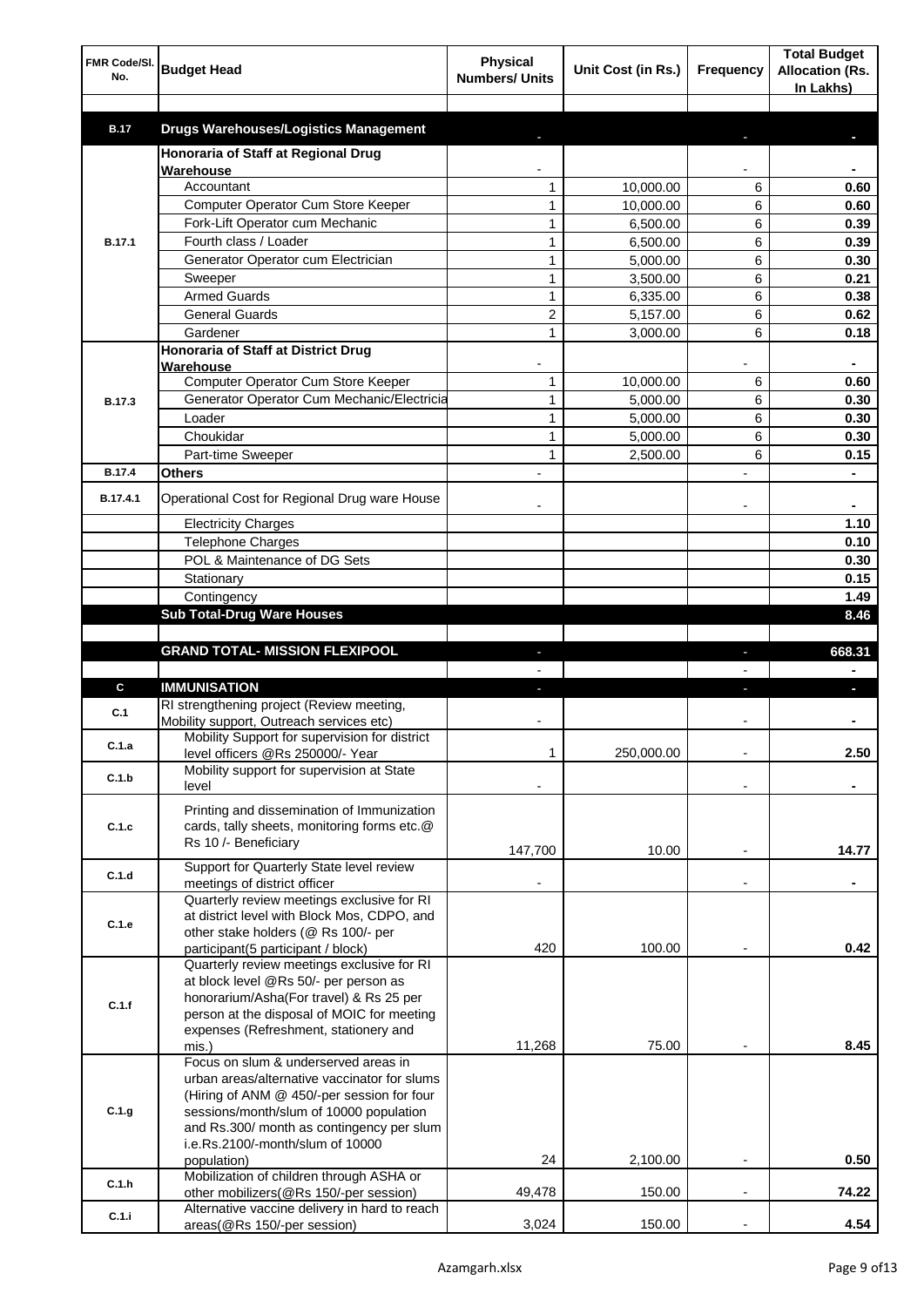| FMR Code/Sl. No. | Budget Head | Physical Numbers/ Units | Unit Cost (in Rs.) | Frequency | Total Budget Allocation (Rs. In Lakhs) |
|---|---|---|---|---|---|
| | | | | | |
| **B.17** | **Drugs Warehouses/Logistics Management** | - | | - | - |
| B.17.1 | **Honoraria of Staff at Regional Drug Warehouse** | - | | - | - |
| | Accountant | 1 | 10,000.00 | 6 | 0.60 |
| | Computer Operator Cum Store Keeper | 1 | 10,000.00 | 6 | 0.60 |
| | Fork-Lift Operator cum Mechanic | 1 | 6,500.00 | 6 | 0.39 |
| | Fourth class / Loader | 1 | 6,500.00 | 6 | 0.39 |
| | Generator Operator cum Electrician | 1 | 5,000.00 | 6 | 0.30 |
| | Sweeper | 1 | 3,500.00 | 6 | 0.21 |
| | Armed Guards | 1 | 6,335.00 | 6 | 0.38 |
| | General Guards | 2 | 5,157.00 | 6 | 0.62 |
| | Gardener | 1 | 3,000.00 | 6 | 0.18 |
| B.17.3 | **Honoraria of Staff at District Drug Warehouse** | - | | - | - |
| | Computer Operator Cum Store Keeper | 1 | 10,000.00 | 6 | 0.60 |
| | Generator Operator Cum Mechanic/Electricia | 1 | 5,000.00 | 6 | 0.30 |
| | Loader | 1 | 5,000.00 | 6 | 0.30 |
| | Choukidar | 1 | 5,000.00 | 6 | 0.30 |
| | Part-time Sweeper | 1 | 2,500.00 | 6 | 0.15 |
| **B.17.4** | **Others** | - | | - | - |
| B.17.4.1 | Operational Cost for Regional Drug ware House | - | | - | - |
| | Electricity Charges | | | | 1.10 |
| | Telephone Charges | | | | 0.10 |
| | POL & Maintenance of DG Sets | | | | 0.30 |
| | Stationary | | | | 0.15 |
| | Contingency | | | | 1.49 |
| | **Sub Total-Drug Ware Houses** | | | | **8.46** |
| | | | | | |
| | **GRAND TOTAL- MISSION FLEXIPOOL** | - | | - | **668.31** |
| | | - | | - | - |
| **C** | **IMMUNISATION** | - | | - | - |
| C.1 | RI strengthening project (Review meeting, Mobility support, Outreach services etc) | - | | - | - |
| C.1.a | Mobility Support for supervision for district level officers @Rs 250000/- Year | 1 | 250,000.00 | - | 2.50 |
| C.1.b | Mobility support for supervision at State level | - | | - | - |
| C.1.c | Printing and dissemination of Immunization cards, tally sheets, monitoring forms etc.@ Rs 10 /- Beneficiary | 147,700 | 10.00 | - | 14.77 |
| C.1.d | Support for Quarterly State level review meetings of district officer | - | | - | - |
| C.1.e | Quarterly review meetings exclusive for RI at district level with Block Mos, CDPO, and other stake holders (@ Rs 100/- per participant(5 participant / block) | 420 | 100.00 | - | 0.42 |
| C.1.f | Quarterly review meetings exclusive for RI at block level @Rs 50/- per person as honorarium/Asha(For travel) & Rs 25 per person at the disposal of MOIC for meeting expenses (Refreshment, stationery and mis.) | 11,268 | 75.00 | - | 8.45 |
| C.1.g | Focus on slum & underserved areas in urban areas/alternative vaccinator for slums (Hiring of ANM @ 450/-per session for four sessions/month/slum of 10000 population and Rs.300/ month as contingency per slum i.e.Rs.2100/-month/slum of 10000 population) | 24 | 2,100.00 | - | 0.50 |
| C.1.h | Mobilization of children through ASHA or other mobilizers(@Rs 150/-per session) | 49,478 | 150.00 | - | 74.22 |
| C.1.i | Alternative vaccine delivery in hard to reach areas(@Rs 150/-per session) | 3,024 | 150.00 | - | 4.54 |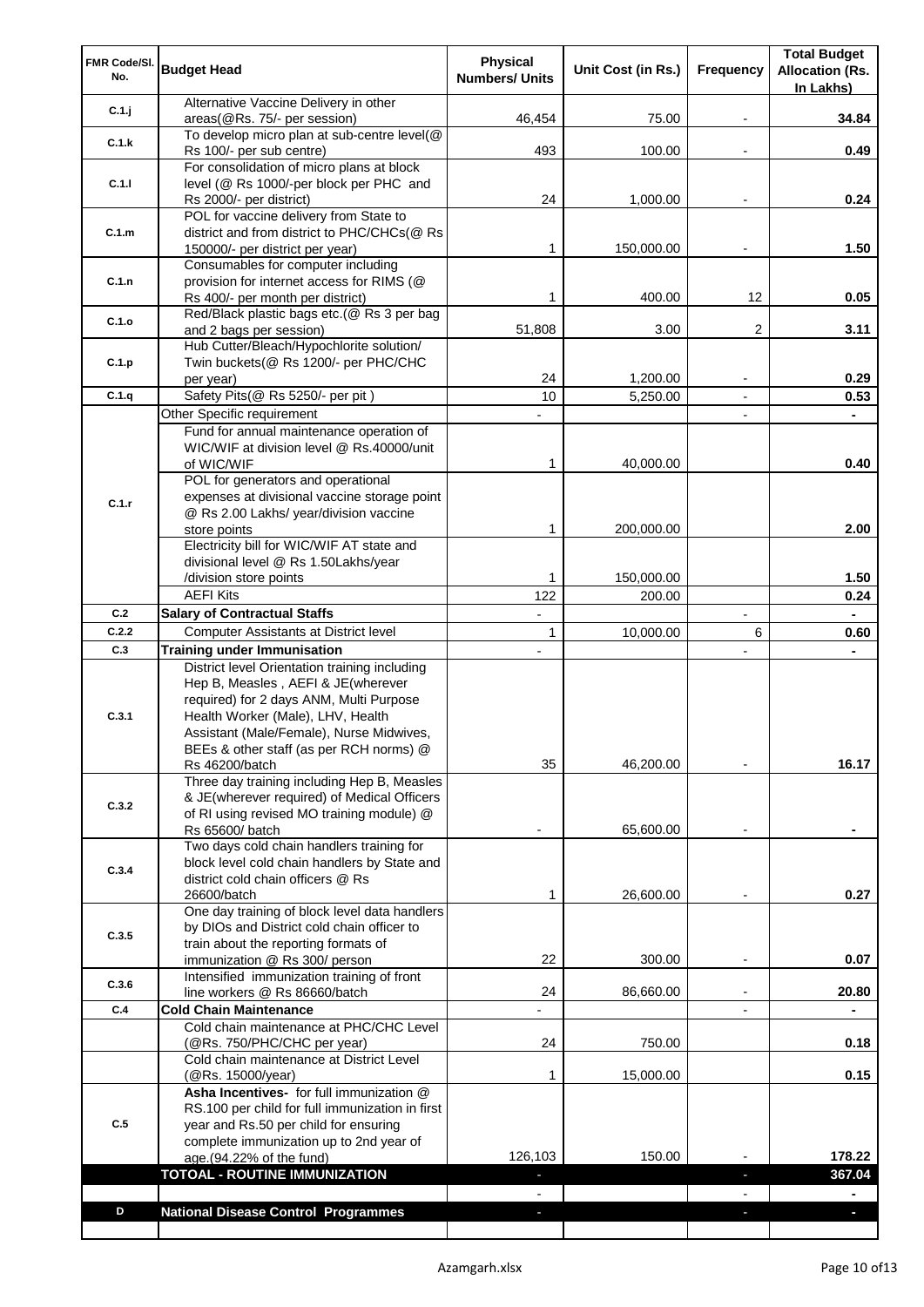| FMR Code/Sl. No. | Budget Head | Physical Numbers/ Units | Unit Cost (in Rs.) | Frequency | Total Budget Allocation (Rs. In Lakhs) |
|---|---|---|---|---|---|
| C.1.j | Alternative Vaccine Delivery in other areas(@Rs. 75/- per session) | 46,454 | 75.00 | - | 34.84 |
| C.1.k | To develop micro plan at sub-centre level(@ Rs 100/- per sub centre) | 493 | 100.00 | - | 0.49 |
| C.1.l | For consolidation of micro plans at block level (@ Rs 1000/-per block per PHC and Rs 2000/- per district) | 24 | 1,000.00 | - | 0.24 |
| C.1.m | POL for vaccine delivery from State to district and from district to PHC/CHCs(@ Rs 150000/- per district per year) | 1 | 150,000.00 | - | 1.50 |
| C.1.n | Consumables for computer including provision for internet access for RIMS (@ Rs 400/- per month per district) | 1 | 400.00 | 12 | 0.05 |
| C.1.o | Red/Black plastic bags etc.(@ Rs 3 per bag and 2 bags per session) | 51,808 | 3.00 | 2 | 3.11 |
| C.1.p | Hub Cutter/Bleach/Hypochlorite solution/ Twin buckets(@ Rs 1200/- per PHC/CHC per year) | 24 | 1,200.00 | - | 0.29 |
| C.1.q | Safety Pits(@ Rs 5250/- per pit ) | 10 | 5,250.00 | - | 0.53 |
| | Other Specific requirement | - | | - | - |
| C.1.r | Fund for annual maintenance operation of WIC/WIF at division level @ Rs.40000/unit of WIC/WIF | 1 | 40,000.00 | | 0.40 |
| | POL for generators and operational expenses at divisional vaccine storage point @ Rs 2.00 Lakhs/ year/division vaccine store points | 1 | 200,000.00 | | 2.00 |
| | Electricity bill for WIC/WIF AT state and divisional level @ Rs 1.50Lakhs/year /division store points | 1 | 150,000.00 | | 1.50 |
| | AEFI Kits | 122 | 200.00 | | 0.24 |
| C.2 | **Salary of Contractual Staffs** | - | | - | - |
| C.2.2 | Computer Assistants at District level | 1 | 10,000.00 | 6 | 0.60 |
| C.3 | **Training under Immunisation** | - | | - | - |
| C.3.1 | District level Orientation training including Hep B, Measles , AEFI & JE(wherever required) for 2 days ANM, Multi Purpose Health Worker (Male), LHV, Health Assistant (Male/Female), Nurse Midwives, BEEs & other staff (as per RCH norms) @ Rs 46200/batch | 35 | 46,200.00 | - | 16.17 |
| C.3.2 | Three day training including Hep B, Measles & JE(wherever required) of Medical Officers of RI using revised MO training module) @ Rs 65600/ batch | - | 65,600.00 | - | - |
| C.3.4 | Two days cold chain handlers training for block level cold chain handlers by State and district cold chain officers @ Rs 26600/batch | 1 | 26,600.00 | - | 0.27 |
| C.3.5 | One day training of block level data handlers by DIOs and District cold chain officer to train about the reporting formats of immunization @ Rs 300/ person | 22 | 300.00 | - | 0.07 |
| C.3.6 | Intensified immunization training of front line workers @ Rs 86660/batch | 24 | 86,660.00 | - | 20.80 |
| C.4 | **Cold Chain Maintenance** | - | | - | - |
| | Cold chain maintenance at PHC/CHC Level (@Rs. 750/PHC/CHC per year) | 24 | 750.00 | | 0.18 |
| | Cold chain maintenance at District Level (@Rs. 15000/year) | 1 | 15,000.00 | | 0.15 |
| C.5 | **Asha Incentives-** for full immunization @ RS.100 per child for full immunization in first year and Rs.50 per child for ensuring complete immunization up to 2nd year of age.(94.22% of the fund) | 126,103 | 150.00 | - | 178.22 |
| | **TOTOAL - ROUTINE IMMUNIZATION** | - | | - | **367.04** |
| | | - | | - | - |
| **D** | **National Disease Control Programmes** | - | | - | - |
| | | | | | |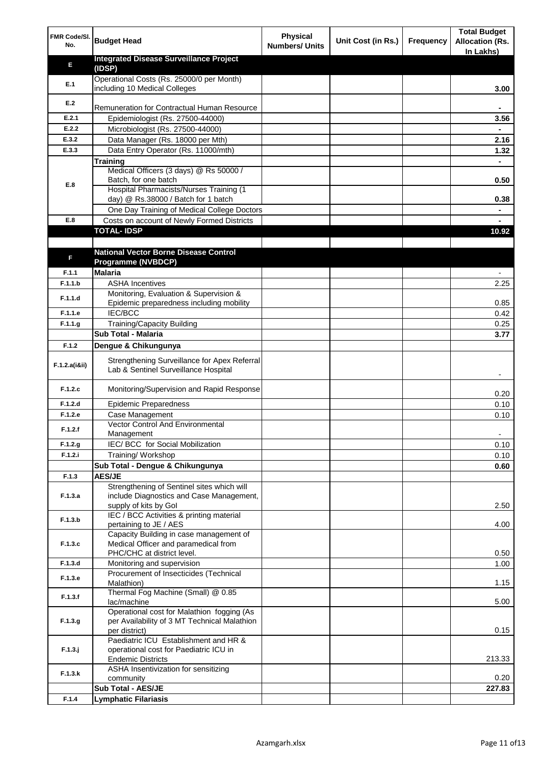| FMR Code/Sl. No. | Budget Head | Physical Numbers/ Units | Unit Cost (in Rs.) | Frequency | Total Budget Allocation (Rs. In Lakhs) |
|---|---|---|---|---|---|
| **E** | **Integrated Disease Surveillance Project (IDSP)** | | | | |
| E.1 | Operational Costs (Rs. 25000/0 per Month) including 10 Medical Colleges | | | | **3.00** |
| E.2 | Remuneration for Contractual Human Resource | | | | **-** |
| E.2.1 | Epidemiologist (Rs. 27500-44000) | | | | **3.56** |
| E.2.2 | Microbiologist (Rs. 27500-44000) | | | | **-** |
| E.3.2 | Data Manager (Rs. 18000 per Mth) | | | | **2.16** |
| E.3.3 | Data Entry Operator (Rs. 11000/mth) | | | | **1.32** |
| E.8 | **Training** | | | | **-** |
| | Medical Officers (3 days) @ Rs 50000 / Batch, for one batch | | | | **0.50** |
| | Hospital Pharmacists/Nurses Training (1 day) @ Rs.38000 / Batch for 1 batch | | | | **0.38** |
| | One Day Training of Medical College Doctors | | | | **-** |
| E.8 | Costs on account of Newly Formed Districts | | | | **-** |
| | **TOTAL- IDSP** | | | | **10.92** |
| | | | | | |
| **F** | **National Vector Borne Disease Control Programme (NVBDCP)** | | | | |
| F.1.1 | **Malaria** | | | | - |
| F.1.1.b | ASHA Incentives | | | | 2.25 |
| F.1.1.d | Monitoring, Evaluation & Supervision & Epidemic preparedness including mobility | | | | 0.85 |
| F.1.1.e | IEC/BCC | | | | 0.42 |
| F.1.1.g | Training/Capacity Building | | | | 0.25 |
| | **Sub Total - Malaria** | | | | **3.77** |
| F.1.2 | **Dengue & Chikungunya** | | | | |
| F.1.2.a(i&ii) | Strengthening Surveillance for Apex Referral Lab & Sentinel Surveillance Hospital | | | | - |
| F.1.2.c | Monitoring/Supervision and Rapid Response | | | | 0.20 |
| F.1.2.d | Epidemic Preparedness | | | | 0.10 |
| F.1.2.e | Case Management | | | | 0.10 |
| F.1.2.f | Vector Control And Environmental Management | | | | - |
| F.1.2.g | IEC/ BCC for Social Mobilization | | | | 0.10 |
| F.1.2.i | Training/ Workshop | | | | 0.10 |
| | **Sub Total - Dengue & Chikungunya** | | | | **0.60** |
| F.1.3 | **AES/JE** | | | | |
| F.1.3.a | Strengthening of Sentinel sites which will include Diagnostics and Case Management, supply of kits by GoI | | | | 2.50 |
| F.1.3.b | IEC / BCC Activities & printing material pertaining to JE / AES | | | | 4.00 |
| F.1.3.c | Capacity Building in case management of Medical Officer and paramedical from PHC/CHC at district level. | | | | 0.50 |
| F.1.3.d | Monitoring and supervision | | | | 1.00 |
| F.1.3.e | Procurement of Insecticides (Technical Malathion) | | | | 1.15 |
| F.1.3.f | Thermal Fog Machine (Small) @ 0.85 lac/machine | | | | 5.00 |
| F.1.3.g | Operational cost for Malathion fogging (As per Availability of 3 MT Technical Malathion per district) | | | | 0.15 |
| F.1.3.j | Paediatric ICU Establishment and HR & operational cost for Paediatric ICU in Endemic Districts | | | | 213.33 |
| F.1.3.k | ASHA Insentivization for sensitizing community | | | | 0.20 |
| | **Sub Total - AES/JE** | | | | **227.83** |
| F.1.4 | **Lymphatic Filariasis** | | | | |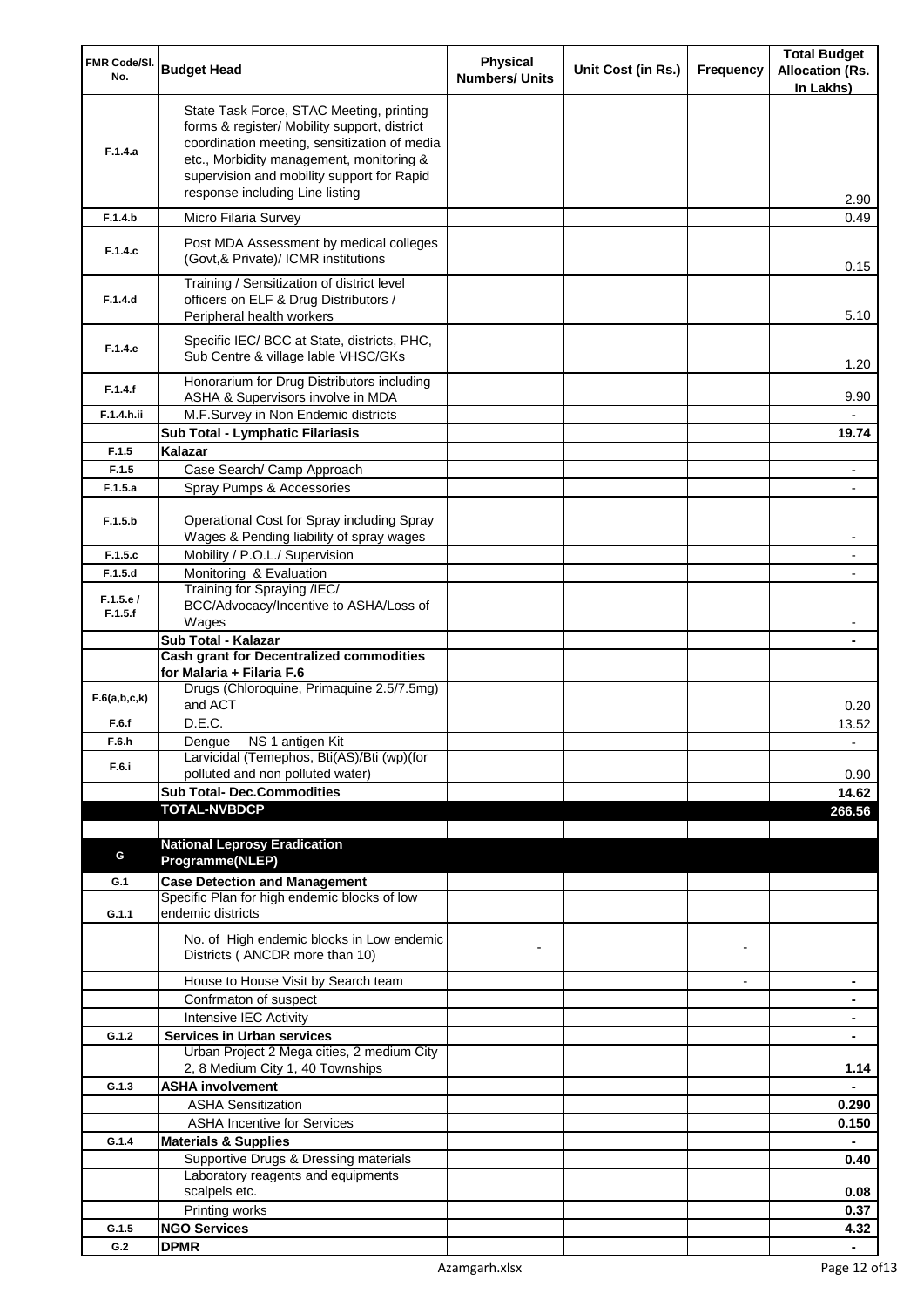| FMR Code/Sl. No. | Budget Head | Physical Numbers/ Units | Unit Cost (in Rs.) | Frequency | Total Budget Allocation (Rs. In Lakhs) |
|---|---|---|---|---|---|
| F.1.4.a | State Task Force, STAC Meeting, printing forms & register/ Mobility support, district coordination meeting, sensitization of media etc., Morbidity management, monitoring & supervision and mobility support for Rapid response including Line listing | | | | 2.90 |
| F.1.4.b | Micro Filaria Survey | | | | 0.49 |
| F.1.4.c | Post MDA Assessment by medical colleges (Govt,& Private)/ ICMR institutions | | | | 0.15 |
| F.1.4.d | Training / Sensitization of district level officers on ELF & Drug Distributors / Peripheral health workers | | | | 5.10 |
| F.1.4.e | Specific IEC/ BCC at State, districts, PHC, Sub Centre & village lable VHSC/GKs | | | | 1.20 |
| F.1.4.f | Honorarium for Drug Distributors including ASHA & Supervisors involve in MDA | | | | 9.90 |
| F.1.4.h.ii | M.F.Survey in Non Endemic districts | | | | - |
| | **Sub Total - Lymphatic Filariasis** | | | | **19.74** |
| F.1.5 | **Kalazar** | | | | |
| F.1.5 | Case Search/ Camp Approach | | | | - |
| F.1.5.a | Spray Pumps & Accessories | | | | - |
| F.1.5.b | Operational Cost for Spray including Spray Wages & Pending liability of spray wages | | | | - |
| F.1.5.c | Mobility / P.O.L./ Supervision | | | | - |
| F.1.5.d | Monitoring & Evaluation | | | | - |
| F.1.5.e / F.1.5.f | Training for Spraying /IEC/ BCC/Advocacy/Incentive to ASHA/Loss of Wages | | | | - |
| | **Sub Total - Kalazar** | | | | **-** |
| | **Cash grant for Decentralized commodities for Malaria + Filaria F.6** | | | | |
| F.6(a,b,c,k) | Drugs (Chloroquine, Primaquine 2.5/7.5mg) and ACT | | | | 0.20 |
| F.6.f | D.E.C. | | | | 13.52 |
| F.6.h | Dengue NS 1 antigen Kit | | | | - |
| F.6.i | Larvicidal (Temephos, Bti(AS)/Bti (wp)(for polluted and non polluted water) | | | | 0.90 |
| | **Sub Total- Dec.Commodities** | | | | **14.62** |
| | **TOTAL-NVBDCP** | | | | **266.56** |
| | | | | | |
| G | **National Leprosy Eradication Programme(NLEP)** | | | | |
| G.1 | **Case Detection and Management** | | | | |
| G.1.1 | Specific Plan for high endemic blocks of low endemic districts | | | | |
| | No. of High endemic blocks in Low endemic Districts ( ANCDR more than 10) | - | | - | |
| | House to House Visit by Search team | | | - | **-** |
| | Confrmaton of suspect | | | | **-** |
| | Intensive IEC Activity | | | | **-** |
| G.1.2 | **Services in Urban services** | | | | **-** |
| | Urban Project 2 Mega cities, 2 medium City 2, 8 Medium City 1, 40 Townships | | | | **1.14** |
| G.1.3 | **ASHA involvement** | | | | **-** |
| | ASHA Sensitization | | | | **0.290** |
| | ASHA Incentive for Services | | | | **0.150** |
| G.1.4 | **Materials & Supplies** | | | | **-** |
| | Supportive Drugs & Dressing materials | | | | **0.40** |
| | Laboratory reagents and equipments scalpels etc. | | | | **0.08** |
| | Printing works | | | | **0.37** |
| G.1.5 | **NGO Services** | | | | **4.32** |
| G.2 | **DPMR** | | | | **-** |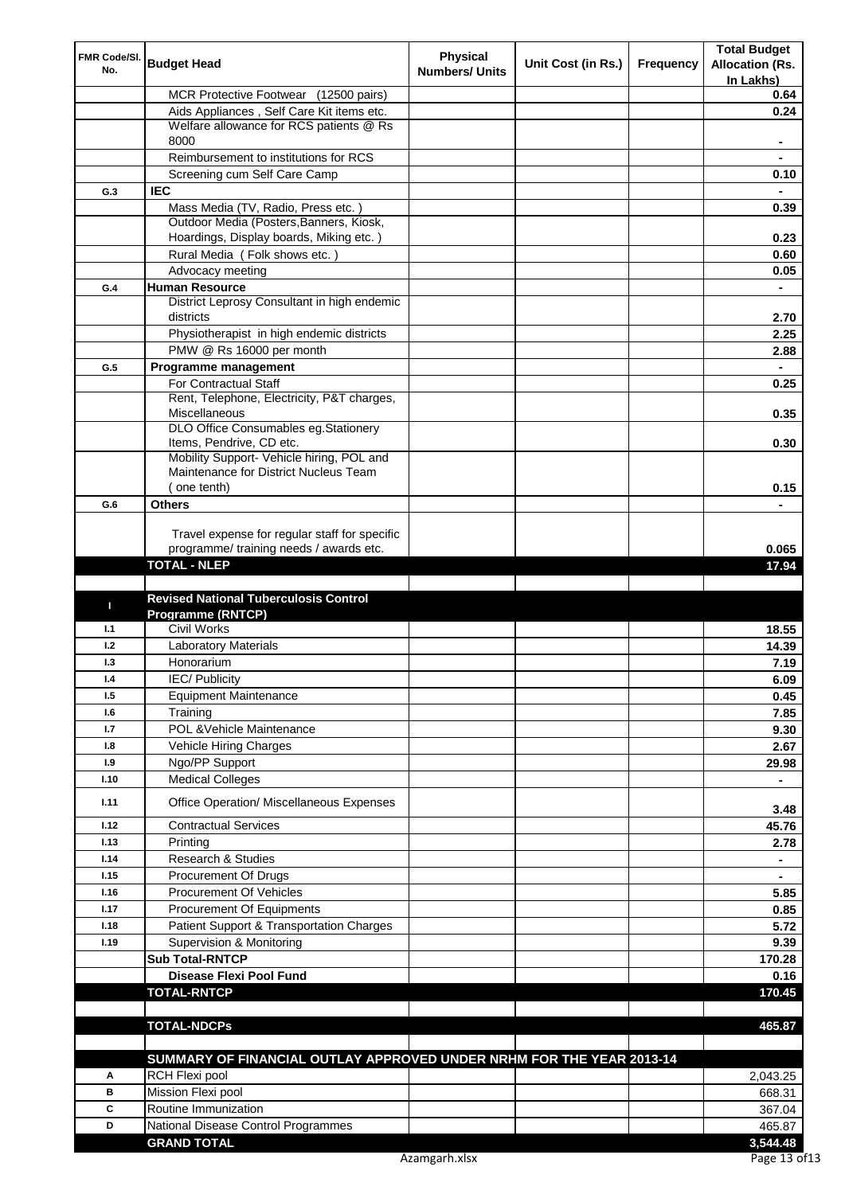| FMR Code/Sl. No. | Budget Head | Physical Numbers/ Units | Unit Cost (in Rs.) | Frequency | Total Budget Allocation (Rs. In Lakhs) |
|---|---|---|---|---|---|
| | MCR Protective Footwear (12500 pairs) | | | | 0.64 |
| | Aids Appliances , Self Care Kit items etc. | | | | 0.24 |
| | Welfare allowance for RCS patients @ Rs 8000 | | | | - |
| | Reimbursement to institutions for RCS | | | | - |
| | Screening cum Self Care Camp | | | | 0.10 |
| G.3 | **IEC** | | | | - |
| | Mass Media (TV, Radio, Press etc. ) | | | | 0.39 |
| | Outdoor Media (Posters,Banners, Kiosk, Hoardings, Display boards, Miking etc. ) | | | | 0.23 |
| | Rural Media ( Folk shows etc. ) | | | | 0.60 |
| | Advocacy meeting | | | | 0.05 |
| G.4 | **Human Resource** | | | | - |
| | District Leprosy Consultant in high endemic districts | | | | 2.70 |
| | Physiotherapist in high endemic districts | | | | 2.25 |
| | PMW @ Rs 16000 per month | | | | 2.88 |
| G.5 | **Programme management** | | | | - |
| | For Contractual Staff | | | | 0.25 |
| | Rent, Telephone, Electricity, P&T charges, Miscellaneous | | | | 0.35 |
| | DLO Office Consumables eg.Stationery Items, Pendrive, CD etc. | | | | 0.30 |
| | Mobility Support- Vehicle hiring, POL and Maintenance for District Nucleus Team ( one tenth) | | | | 0.15 |
| G.6 | **Others** | | | | - |
| | Travel expense for regular staff for specific programme/ training needs / awards etc. | | | | 0.065 |
| | **TOTAL - NLEP** | | | | **17.94** |
| | | | | | |
| I | **Revised National Tuberculosis Control Programme (RNTCP)** | | | | |
| I.1 | Civil Works | | | | 18.55 |
| I.2 | Laboratory Materials | | | | 14.39 |
| I.3 | Honorarium | | | | 7.19 |
| I.4 | IEC/ Publicity | | | | 6.09 |
| I.5 | Equipment Maintenance | | | | 0.45 |
| I.6 | Training | | | | 7.85 |
| I.7 | POL &Vehicle Maintenance | | | | 9.30 |
| I.8 | Vehicle Hiring Charges | | | | 2.67 |
| I.9 | Ngo/PP Support | | | | 29.98 |
| I.10 | Medical Colleges | | | | - |
| I.11 | Office Operation/ Miscellaneous Expenses | | | | 3.48 |
| I.12 | Contractual Services | | | | 45.76 |
| I.13 | Printing | | | | 2.78 |
| I.14 | Research & Studies | | | | - |
| I.15 | Procurement Of Drugs | | | | - |
| I.16 | Procurement Of Vehicles | | | | 5.85 |
| I.17 | Procurement Of Equipments | | | | 0.85 |
| I.18 | Patient Support & Transportation Charges | | | | 5.72 |
| I.19 | Supervision & Monitoring | | | | 9.39 |
| | **Sub Total-RNTCP** | | | | **170.28** |
| | **Disease Flexi Pool Fund** | | | | **0.16** |
| | **TOTAL-RNTCP** | | | | **170.45** |
| | | | | | |
| | **TOTAL-NDCPs** | | | | **465.87** |
| | | | | | |
| | **SUMMARY OF FINANCIAL OUTLAY APPROVED UNDER NRHM FOR THE YEAR 2013-14** | | | | |
| A | RCH Flexi pool | | | | 2,043.25 |
| B | Mission Flexi pool | | | | 668.31 |
| C | Routine Immunization | | | | 367.04 |
| D | National Disease Control Programmes | | | | 465.87 |
| | **GRAND TOTAL** | | | | **3,544.48** |

Azamgarh.xlsx